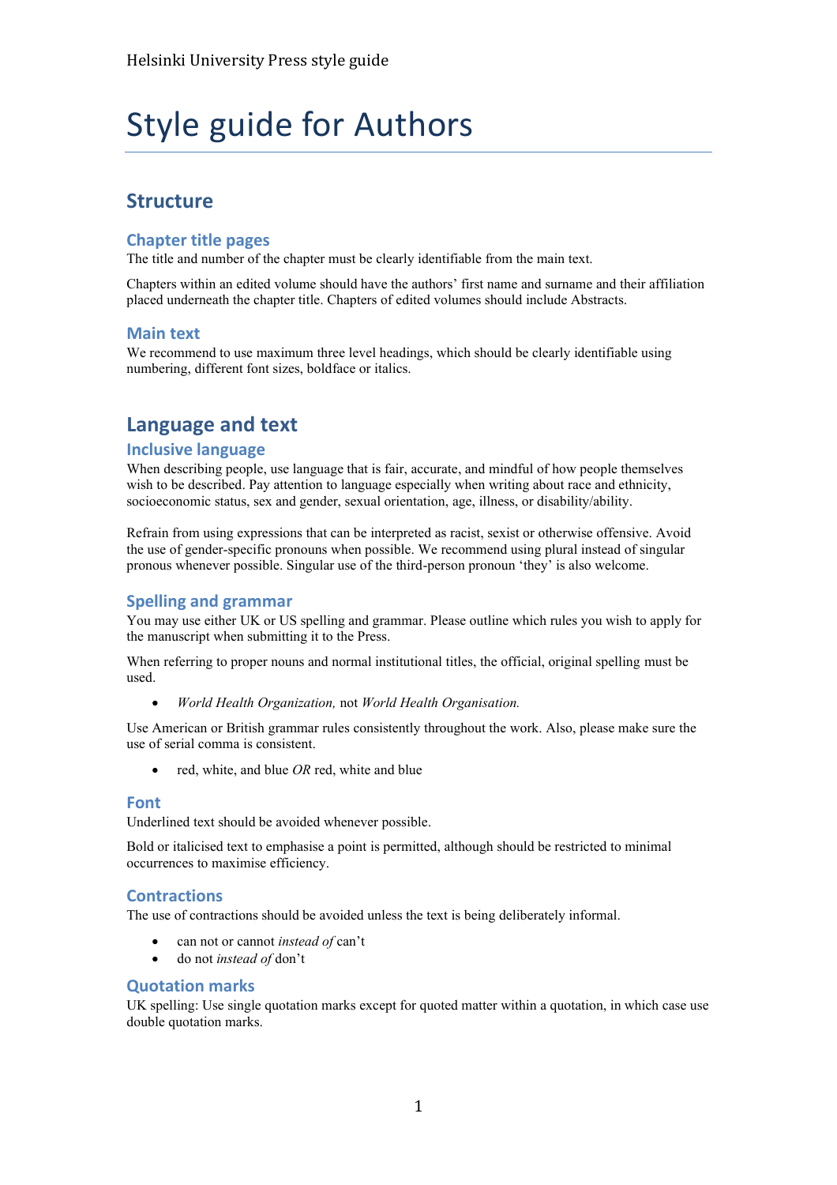# Style guide for Authors

## Structure

### Chapter title pages

The title and number of the chapter must be clearly identifiable from the main text.

Chapters within an edited volume should have the authors' first name and surname and their affiliation placed underneath the chapter title. Chapters of edited volumes should include Abstracts.

### Main text

We recommend to use maximum three level headings, which should be clearly identifiable using numbering, different font sizes, boldface or italics.

## Language and text

### Inclusive language

When describing people, use language that is fair, accurate, and mindful of how people themselves wish to be described. Pay attention to language especially when writing about race and ethnicity, socioeconomic status, sex and gender, sexual orientation, age, illness, or disability/ability.

Refrain from using expressions that can be interpreted as racist, sexist or otherwise offensive. Avoid the use of gender-specific pronouns when possible. We recommend using plural instead of singular pronous whenever possible. Singular use of the third-person pronoun 'they' is also welcome.

### Spelling and grammar

You may use either UK or US spelling and grammar. Please outline which rules you wish to apply for the manuscript when submitting it to the Press.

When referring to proper nouns and normal institutional titles, the official, original spelling must be used.

- *World Health Organization,* not *World Health Organisation.*

Use American or British grammar rules consistently throughout the work. Also, please make sure the use of serial comma is consistent.

- red, white, and blue *OR* red, white and blue

### Font

Underlined text should be avoided whenever possible.

Bold or italicised text to emphasise a point is permitted, although should be restricted to minimal occurrences to maximise efficiency.

### Contractions

The use of contractions should be avoided unless the text is being deliberately informal.

- can not or cannot *instead of* can't
- do not *instead of* don't

### Quotation marks

UK spelling: Use single quotation marks except for quoted matter within a quotation, in which case use double quotation marks.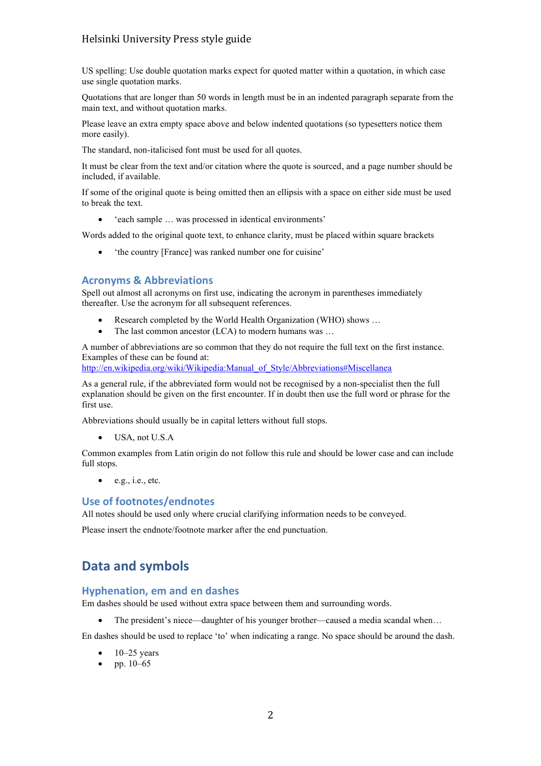US spelling: Use double quotation marks expect for quoted matter within a quotation, in which case use single quotation marks.

Quotations that are longer than 50 words in length must be in an indented paragraph separate from the main text, and without quotation marks.

Please leave an extra empty space above and below indented quotations (so typesetters notice them more easily).

The standard, non-italicised font must be used for all quotes.

It must be clear from the text and/or citation where the quote is sourced, and a page number should be included, if available.

If some of the original quote is being omitted then an ellipsis with a space on either side must be used to break the text.

- 'each sample … was processed in identical environments'

Words added to the original quote text, to enhance clarity, must be placed within square brackets

- 'the country [France] was ranked number one for cuisine'

### Acronyms & Abbreviations

Spell out almost all acronyms on first use, indicating the acronym in parentheses immediately thereafter. Use the acronym for all subsequent references.

- Research completed by the World Health Organization (WHO) shows …
- The last common ancestor (LCA) to modern humans was …

A number of abbreviations are so common that they do not require the full text on the first instance. Examples of these can be found at: http://en.wikipedia.org/wiki/Wikipedia:Manual_of_Style/Abbreviations#Miscellanea

As a general rule, if the abbreviated form would not be recognised by a non-specialist then the full explanation should be given on the first encounter. If in doubt then use the full word or phrase for the first use.

Abbreviations should usually be in capital letters without full stops.

- USA, not U.S.A

Common examples from Latin origin do not follow this rule and should be lower case and can include full stops.

- e.g., i.e., etc.

### Use of footnotes/endnotes

All notes should be used only where crucial clarifying information needs to be conveyed.

Please insert the endnote/footnote marker after the end punctuation.

## Data and symbols

### Hyphenation, em and en dashes

Em dashes should be used without extra space between them and surrounding words.

- The president's niece—daughter of his younger brother—caused a media scandal when…

En dashes should be used to replace 'to' when indicating a range. No space should be around the dash.

- 10–25 years
- pp. 10–65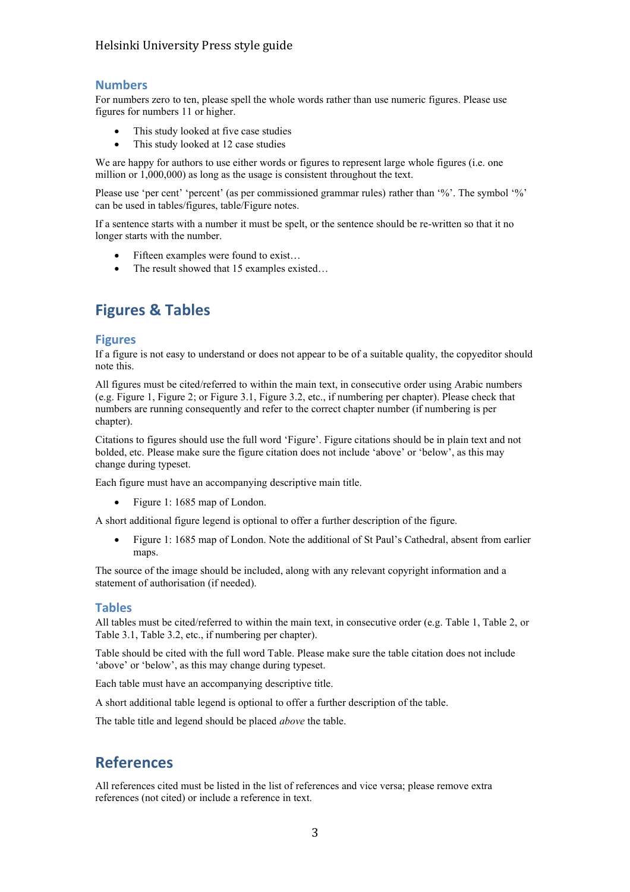## Numbers

For numbers zero to ten, please spell the whole words rather than use numeric figures. Please use figures for numbers 11 or higher.

- This study looked at five case studies
- This study looked at 12 case studies

We are happy for authors to use either words or figures to represent large whole figures (i.e. one million or 1,000,000) as long as the usage is consistent throughout the text.

Please use 'per cent' 'percent' (as per commissioned grammar rules) rather than '%'. The symbol '%' can be used in tables/figures, table/Figure notes.

If a sentence starts with a number it must be spelt, or the sentence should be re-written so that it no longer starts with the number.

- Fifteen examples were found to exist…
- The result showed that 15 examples existed…

# Figures & Tables

## Figures

If a figure is not easy to understand or does not appear to be of a suitable quality, the copyeditor should note this.

All figures must be cited/referred to within the main text, in consecutive order using Arabic numbers (e.g. Figure 1, Figure 2; or Figure 3.1, Figure 3.2, etc., if numbering per chapter). Please check that numbers are running consequently and refer to the correct chapter number (if numbering is per chapter).

Citations to figures should use the full word 'Figure'. Figure citations should be in plain text and not bolded, etc. Please make sure the figure citation does not include 'above' or 'below', as this may change during typeset.

Each figure must have an accompanying descriptive main title.

- Figure 1: 1685 map of London.

A short additional figure legend is optional to offer a further description of the figure.

- Figure 1: 1685 map of London. Note the additional of St Paul's Cathedral, absent from earlier maps.

The source of the image should be included, along with any relevant copyright information and a statement of authorisation (if needed).

## Tables

All tables must be cited/referred to within the main text, in consecutive order (e.g. Table 1, Table 2, or Table 3.1, Table 3.2, etc., if numbering per chapter).

Table should be cited with the full word Table. Please make sure the table citation does not include 'above' or 'below', as this may change during typeset.

Each table must have an accompanying descriptive title.

A short additional table legend is optional to offer a further description of the table.

The table title and legend should be placed *above* the table.

# References

All references cited must be listed in the list of references and vice versa; please remove extra references (not cited) or include a reference in text.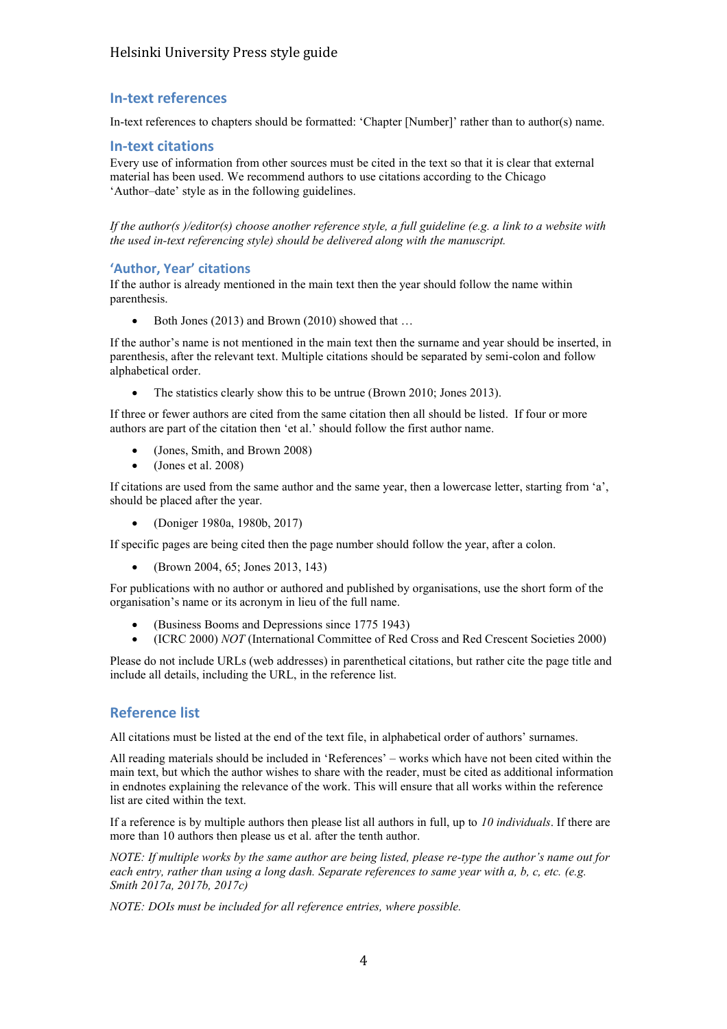## In-text references

In-text references to chapters should be formatted: 'Chapter [Number]' rather than to author(s) name.

## In-text citations

Every use of information from other sources must be cited in the text so that it is clear that external material has been used. We recommend authors to use citations according to the Chicago 'Author–date' style as in the following guidelines.

*If the author(s )/editor(s) choose another reference style, a full guideline (e.g. a link to a website with the used in-text referencing style) should be delivered along with the manuscript.*

### 'Author, Year' citations

If the author is already mentioned in the main text then the year should follow the name within parenthesis.

- Both Jones (2013) and Brown (2010) showed that …

If the author's name is not mentioned in the main text then the surname and year should be inserted, in parenthesis, after the relevant text. Multiple citations should be separated by semi-colon and follow alphabetical order.

- The statistics clearly show this to be untrue (Brown 2010; Jones 2013).

If three or fewer authors are cited from the same citation then all should be listed. If four or more authors are part of the citation then 'et al.' should follow the first author name.

- (Jones, Smith, and Brown 2008)
- (Jones et al. 2008)

If citations are used from the same author and the same year, then a lowercase letter, starting from 'a', should be placed after the year.

- (Doniger 1980a, 1980b, 2017)

If specific pages are being cited then the page number should follow the year, after a colon.

- (Brown 2004, 65; Jones 2013, 143)

For publications with no author or authored and published by organisations, use the short form of the organisation's name or its acronym in lieu of the full name.

- (Business Booms and Depressions since 1775 1943)
- (ICRC 2000) *NOT* (International Committee of Red Cross and Red Crescent Societies 2000)

Please do not include URLs (web addresses) in parenthetical citations, but rather cite the page title and include all details, including the URL, in the reference list.

## Reference list

All citations must be listed at the end of the text file, in alphabetical order of authors' surnames.

All reading materials should be included in 'References' – works which have not been cited within the main text, but which the author wishes to share with the reader, must be cited as additional information in endnotes explaining the relevance of the work. This will ensure that all works within the reference list are cited within the text.

If a reference is by multiple authors then please list all authors in full, up to *10 individuals*. If there are more than 10 authors then please us et al. after the tenth author.

*NOTE: If multiple works by the same author are being listed, please re-type the author's name out for each entry, rather than using a long dash. Separate references to same year with a, b, c, etc. (e.g. Smith 2017a, 2017b, 2017c)*

*NOTE: DOIs must be included for all reference entries, where possible.*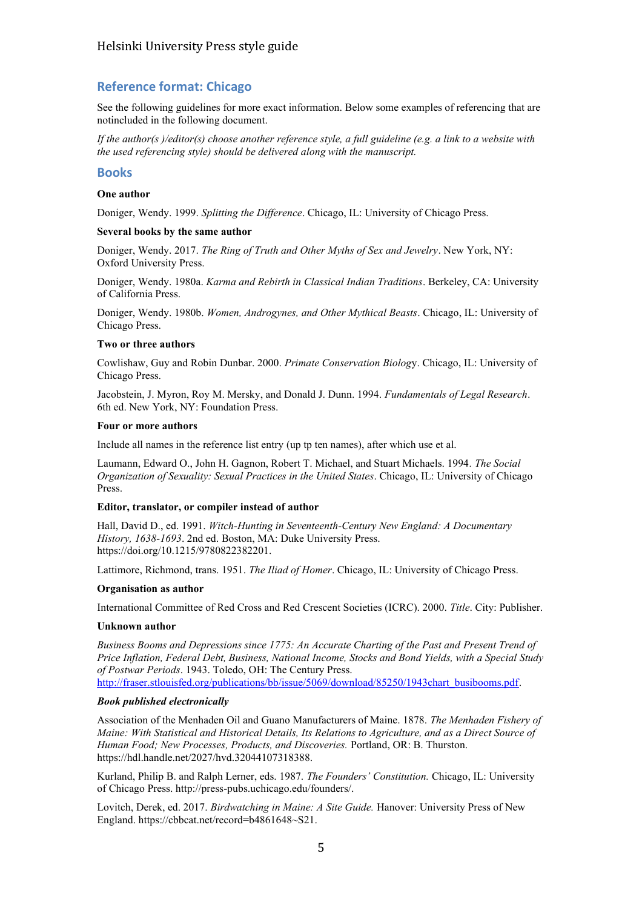## Reference format: Chicago

See the following guidelines for more exact information. Below some examples of referencing that are notincluded in the following document.

*If the author(s )/editor(s) choose another reference style, a full guideline (e.g. a link to a website with the used referencing style) should be delivered along with the manuscript.*

## Books

**One author**

Doniger, Wendy. 1999. *Splitting the Difference*. Chicago, IL: University of Chicago Press.

**Several books by the same author**

Doniger, Wendy. 2017. *The Ring of Truth and Other Myths of Sex and Jewelry*. New York, NY: Oxford University Press.

Doniger, Wendy. 1980a. *Karma and Rebirth in Classical Indian Traditions*. Berkeley, CA: University of California Press.

Doniger, Wendy. 1980b. *Women, Androgynes, and Other Mythical Beasts*. Chicago, IL: University of Chicago Press.

**Two or three authors**

Cowlishaw, Guy and Robin Dunbar. 2000. *Primate Conservation Biology*. Chicago, IL: University of Chicago Press.

Jacobstein, J. Myron, Roy M. Mersky, and Donald J. Dunn. 1994. *Fundamentals of Legal Research*. 6th ed. New York, NY: Foundation Press.

**Four or more authors**

Include all names in the reference list entry (up tp ten names), after which use et al.

Laumann, Edward O., John H. Gagnon, Robert T. Michael, and Stuart Michaels. 1994. *The Social Organization of Sexuality: Sexual Practices in the United States*. Chicago, IL: University of Chicago Press.

**Editor, translator, or compiler instead of author**

Hall, David D., ed. 1991. *Witch-Hunting in Seventeenth-Century New England: A Documentary History, 1638-1693*. 2nd ed. Boston, MA: Duke University Press. https://doi.org/10.1215/9780822382201.

Lattimore, Richmond, trans. 1951. *The Iliad of Homer*. Chicago, IL: University of Chicago Press.

**Organisation as author**

International Committee of Red Cross and Red Crescent Societies (ICRC). 2000. *Title*. City: Publisher.

**Unknown author**

*Business Booms and Depressions since 1775: An Accurate Charting of the Past and Present Trend of Price Inflation, Federal Debt, Business, National Income, Stocks and Bond Yields, with a Special Study of Postwar Periods*. 1943. Toledo, OH: The Century Press. http://fraser.stlouisfed.org/publications/bb/issue/5069/download/85250/1943chart_busibooms.pdf.

***Book published electronically***

Association of the Menhaden Oil and Guano Manufacturers of Maine. 1878. *The Menhaden Fishery of Maine: With Statistical and Historical Details, Its Relations to Agriculture, and as a Direct Source of Human Food; New Processes, Products, and Discoveries.* Portland, OR: B. Thurston. https://hdl.handle.net/2027/hvd.32044107318388.

Kurland, Philip B. and Ralph Lerner, eds. 1987. *The Founders' Constitution.* Chicago, IL: University of Chicago Press. http://press-pubs.uchicago.edu/founders/.

Lovitch, Derek, ed. 2017. *Birdwatching in Maine: A Site Guide.* Hanover: University Press of New England. https://cbbcat.net/record=b4861648~S21.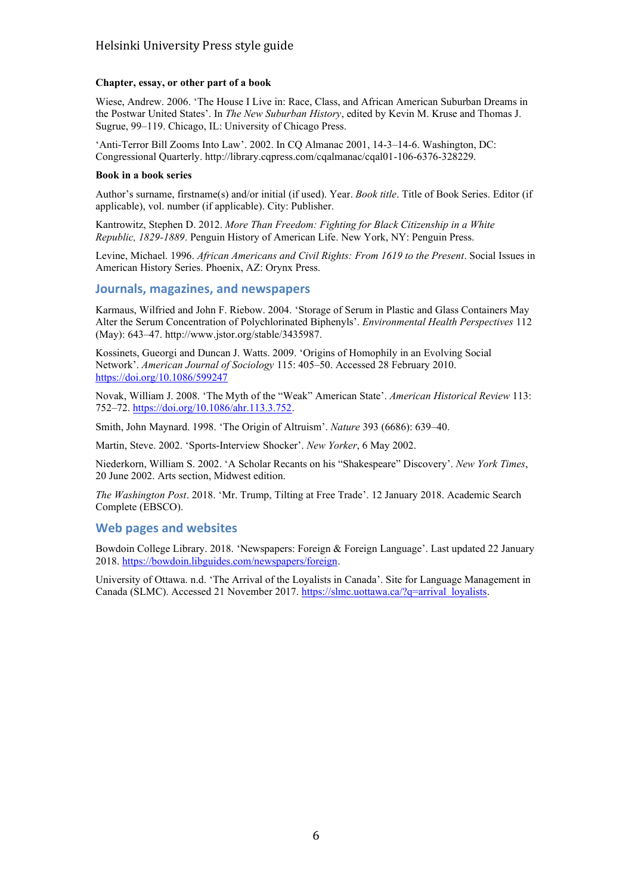**Chapter, essay, or other part of a book**

Wiese, Andrew. 2006. ‘The House I Live in: Race, Class, and African American Suburban Dreams in the Postwar United States’. In *The New Suburban History*, edited by Kevin M. Kruse and Thomas J. Sugrue, 99–119. Chicago, IL: University of Chicago Press.

‘Anti-Terror Bill Zooms Into Law’. 2002. In CQ Almanac 2001, 14-3–14-6. Washington, DC: Congressional Quarterly. http://library.cqpress.com/cqalmanac/cqal01-106-6376-328229.

**Book in a book series**

Author’s surname, firstname(s) and/or initial (if used). Year. *Book title*. Title of Book Series. Editor (if applicable), vol. number (if applicable). City: Publisher.

Kantrowitz, Stephen D. 2012. *More Than Freedom: Fighting for Black Citizenship in a White Republic, 1829-1889*. Penguin History of American Life. New York, NY: Penguin Press.

Levine, Michael. 1996. *African Americans and Civil Rights: From 1619 to the Present*. Social Issues in American History Series. Phoenix, AZ: Orynx Press.

## Journals, magazines, and newspapers

Karmaus, Wilfried and John F. Riebow. 2004. ‘Storage of Serum in Plastic and Glass Containers May Alter the Serum Concentration of Polychlorinated Biphenyls’. *Environmental Health Perspectives* 112 (May): 643–47. http://www.jstor.org/stable/3435987.

Kossinets, Gueorgi and Duncan J. Watts. 2009. ‘Origins of Homophily in an Evolving Social Network’. *American Journal of Sociology* 115: 405–50. Accessed 28 February 2010. https://doi.org/10.1086/599247

Novak, William J. 2008. ‘The Myth of the “Weak” American State’. *American Historical Review* 113: 752–72. https://doi.org/10.1086/ahr.113.3.752.

Smith, John Maynard. 1998. ‘The Origin of Altruism’. *Nature* 393 (6686): 639–40.

Martin, Steve. 2002. ‘Sports-Interview Shocker’. *New Yorker*, 6 May 2002.

Niederkorn, William S. 2002. ‘A Scholar Recants on his “Shakespeare” Discovery’. *New York Times*, 20 June 2002. Arts section, Midwest edition.

*The Washington Post*. 2018. ‘Mr. Trump, Tilting at Free Trade’. 12 January 2018. Academic Search Complete (EBSCO).

## Web pages and websites

Bowdoin College Library. 2018. ‘Newspapers: Foreign & Foreign Language’. Last updated 22 January 2018. https://bowdoin.libguides.com/newspapers/foreign.

University of Ottawa. n.d. ‘The Arrival of the Loyalists in Canada’. Site for Language Management in Canada (SLMC). Accessed 21 November 2017. https://slmc.uottawa.ca/?q=arrival_loyalists.